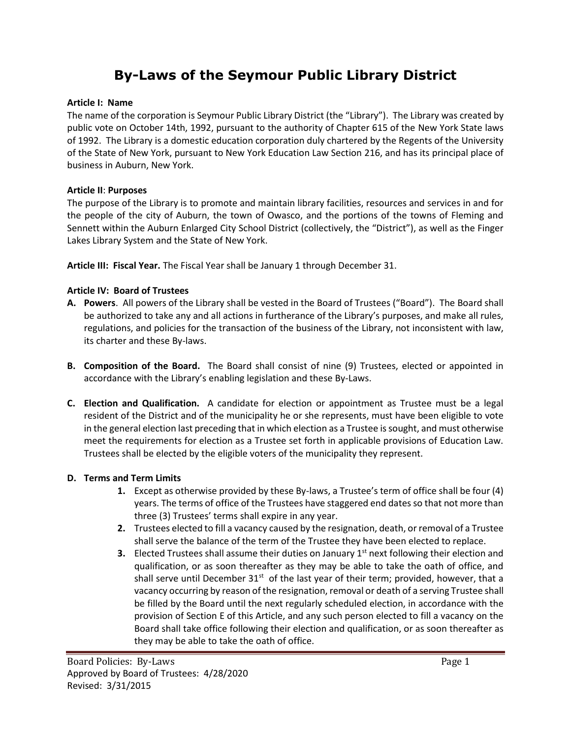# By-Laws of the Seymour Public Library District

**Article I: Name**

The name of the corporation is Seymour Public Library District (the "Library"). The Library was created by public vote on October 14th, 1992, pursuant to the authority of Chapter 615 of the New York State laws of 1992. The Library is a domestic education corporation duly chartered by the Regents of the University of the State of New York, pursuant to New York Education Law Section 216, and has its principal place of business in Auburn, New York.

**Article II**: **Purposes**

The purpose of the Library is to promote and maintain library facilities, resources and services in and for the people of the city of Auburn, the town of Owasco, and the portions of the towns of Fleming and Sennett within the Auburn Enlarged City School District (collectively, the "District"), as well as the Finger Lakes Library System and the State of New York.

**Article III: Fiscal Year.** The Fiscal Year shall be January 1 through December 31.

**Article IV: Board of Trustees**

**A. Powers**. All powers of the Library shall be vested in the Board of Trustees ("Board"). The Board shall be authorized to take any and all actions in furtherance of the Library's purposes, and make all rules, regulations, and policies for the transaction of the business of the Library, not inconsistent with law, its charter and these By-laws.

**B. Composition of the Board.** The Board shall consist of nine (9) Trustees, elected or appointed in accordance with the Library's enabling legislation and these By-Laws.

**C. Election and Qualification.** A candidate for election or appointment as Trustee must be a legal resident of the District and of the municipality he or she represents, must have been eligible to vote in the general election last preceding that in which election as a Trustee is sought, and must otherwise meet the requirements for election as a Trustee set forth in applicable provisions of Education Law. Trustees shall be elected by the eligible voters of the municipality they represent.

**D. Terms and Term Limits**

1. Except as otherwise provided by these By-laws, a Trustee's term of office shall be four (4) years. The terms of office of the Trustees have staggered end dates so that not more than three (3) Trustees' terms shall expire in any year.
2. Trustees elected to fill a vacancy caused by the resignation, death, or removal of a Trustee shall serve the balance of the term of the Trustee they have been elected to replace.
3. Elected Trustees shall assume their duties on January 1st next following their election and qualification, or as soon thereafter as they may be able to take the oath of office, and shall serve until December 31st of the last year of their term; provided, however, that a vacancy occurring by reason of the resignation, removal or death of a serving Trustee shall be filled by the Board until the next regularly scheduled election, in accordance with the provision of Section E of this Article, and any such person elected to fill a vacancy on the Board shall take office following their election and qualification, or as soon thereafter as they may be able to take the oath of office.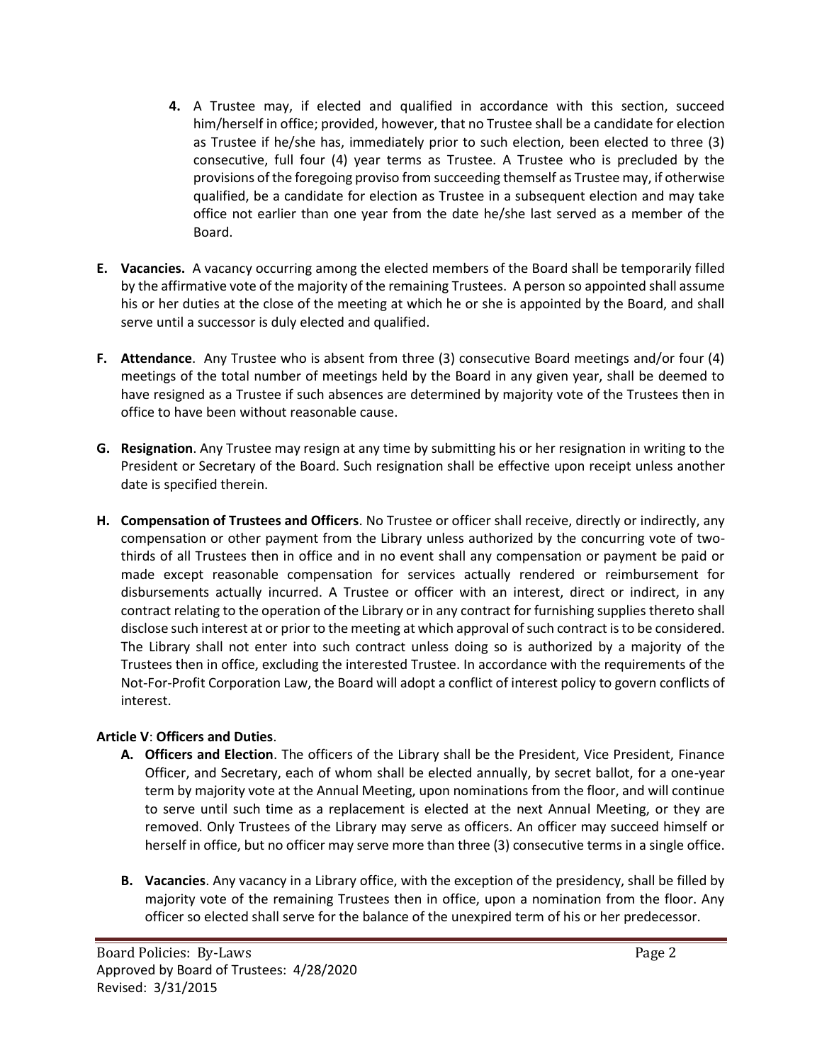4. A Trustee may, if elected and qualified in accordance with this section, succeed him/herself in office; provided, however, that no Trustee shall be a candidate for election as Trustee if he/she has, immediately prior to such election, been elected to three (3) consecutive, full four (4) year terms as Trustee. A Trustee who is precluded by the provisions of the foregoing proviso from succeeding themself as Trustee may, if otherwise qualified, be a candidate for election as Trustee in a subsequent election and may take office not earlier than one year from the date he/she last served as a member of the Board.

**E. Vacancies.** A vacancy occurring among the elected members of the Board shall be temporarily filled by the affirmative vote of the majority of the remaining Trustees. A person so appointed shall assume his or her duties at the close of the meeting at which he or she is appointed by the Board, and shall serve until a successor is duly elected and qualified.

**F. Attendance**. Any Trustee who is absent from three (3) consecutive Board meetings and/or four (4) meetings of the total number of meetings held by the Board in any given year, shall be deemed to have resigned as a Trustee if such absences are determined by majority vote of the Trustees then in office to have been without reasonable cause.

**G. Resignation**. Any Trustee may resign at any time by submitting his or her resignation in writing to the President or Secretary of the Board. Such resignation shall be effective upon receipt unless another date is specified therein.

**H. Compensation of Trustees and Officers**. No Trustee or officer shall receive, directly or indirectly, any compensation or other payment from the Library unless authorized by the concurring vote of two-thirds of all Trustees then in office and in no event shall any compensation or payment be paid or made except reasonable compensation for services actually rendered or reimbursement for disbursements actually incurred. A Trustee or officer with an interest, direct or indirect, in any contract relating to the operation of the Library or in any contract for furnishing supplies thereto shall disclose such interest at or prior to the meeting at which approval of such contract is to be considered. The Library shall not enter into such contract unless doing so is authorized by a majority of the Trustees then in office, excluding the interested Trustee. In accordance with the requirements of the Not-For-Profit Corporation Law, the Board will adopt a conflict of interest policy to govern conflicts of interest.

**Article V**: **Officers and Duties**.

**A. Officers and Election**. The officers of the Library shall be the President, Vice President, Finance Officer, and Secretary, each of whom shall be elected annually, by secret ballot, for a one-year term by majority vote at the Annual Meeting, upon nominations from the floor, and will continue to serve until such time as a replacement is elected at the next Annual Meeting, or they are removed. Only Trustees of the Library may serve as officers. An officer may succeed himself or herself in office, but no officer may serve more than three (3) consecutive terms in a single office.

**B. Vacancies**. Any vacancy in a Library office, with the exception of the presidency, shall be filled by majority vote of the remaining Trustees then in office, upon a nomination from the floor. Any officer so elected shall serve for the balance of the unexpired term of his or her predecessor.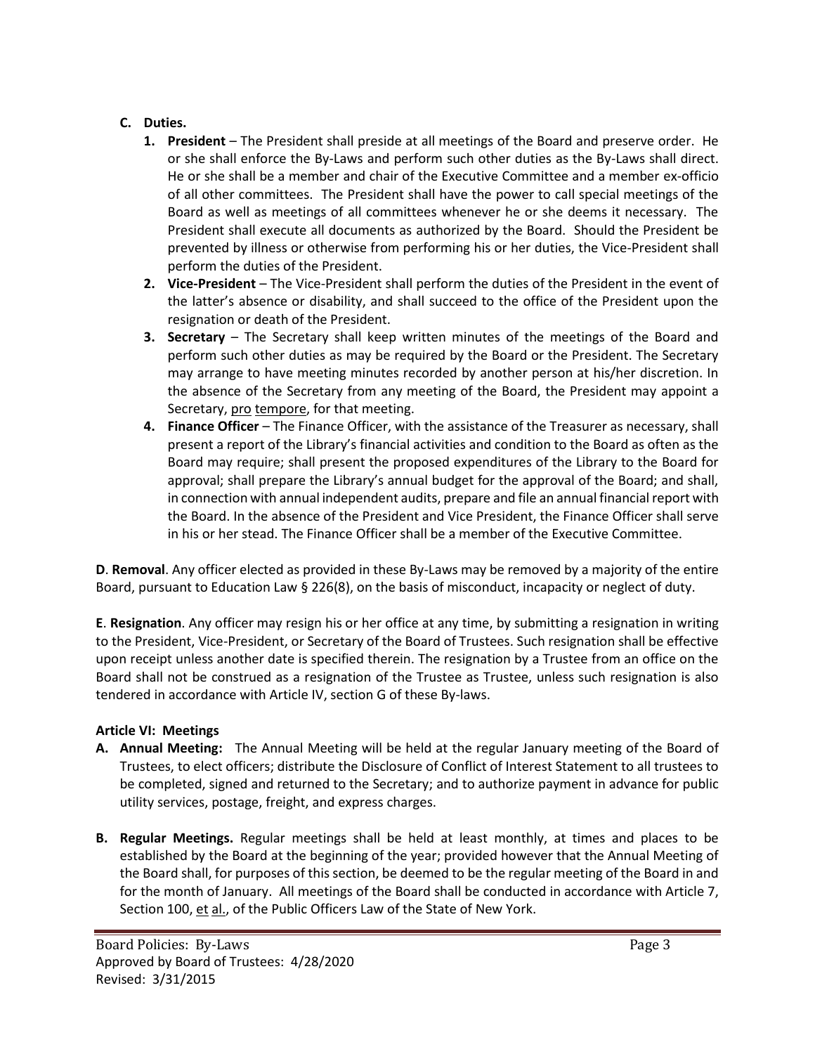**C. Duties.**

1. **President** – The President shall preside at all meetings of the Board and preserve order. He or she shall enforce the By-Laws and perform such other duties as the By-Laws shall direct. He or she shall be a member and chair of the Executive Committee and a member ex-officio of all other committees. The President shall have the power to call special meetings of the Board as well as meetings of all committees whenever he or she deems it necessary. The President shall execute all documents as authorized by the Board. Should the President be prevented by illness or otherwise from performing his or her duties, the Vice-President shall perform the duties of the President.
2. **Vice-President** – The Vice-President shall perform the duties of the President in the event of the latter's absence or disability, and shall succeed to the office of the President upon the resignation or death of the President.
3. **Secretary** – The Secretary shall keep written minutes of the meetings of the Board and perform such other duties as may be required by the Board or the President. The Secretary may arrange to have meeting minutes recorded by another person at his/her discretion. In the absence of the Secretary from any meeting of the Board, the President may appoint a Secretary, pro tempore, for that meeting.
4. **Finance Officer** – The Finance Officer, with the assistance of the Treasurer as necessary, shall present a report of the Library's financial activities and condition to the Board as often as the Board may require; shall present the proposed expenditures of the Library to the Board for approval; shall prepare the Library's annual budget for the approval of the Board; and shall, in connection with annual independent audits, prepare and file an annual financial report with the Board. In the absence of the President and Vice President, the Finance Officer shall serve in his or her stead. The Finance Officer shall be a member of the Executive Committee.

**D**. **Removal**. Any officer elected as provided in these By-Laws may be removed by a majority of the entire Board, pursuant to Education Law § 226(8), on the basis of misconduct, incapacity or neglect of duty.

**E**. **Resignation**. Any officer may resign his or her office at any time, by submitting a resignation in writing to the President, Vice-President, or Secretary of the Board of Trustees. Such resignation shall be effective upon receipt unless another date is specified therein. The resignation by a Trustee from an office on the Board shall not be construed as a resignation of the Trustee as Trustee, unless such resignation is also tendered in accordance with Article IV, section G of these By-laws.

### Article VI: Meetings

**A. Annual Meeting:** The Annual Meeting will be held at the regular January meeting of the Board of Trustees, to elect officers; distribute the Disclosure of Conflict of Interest Statement to all trustees to be completed, signed and returned to the Secretary; and to authorize payment in advance for public utility services, postage, freight, and express charges.

**B. Regular Meetings.** Regular meetings shall be held at least monthly, at times and places to be established by the Board at the beginning of the year; provided however that the Annual Meeting of the Board shall, for purposes of this section, be deemed to be the regular meeting of the Board in and for the month of January. All meetings of the Board shall be conducted in accordance with Article 7, Section 100, et al., of the Public Officers Law of the State of New York.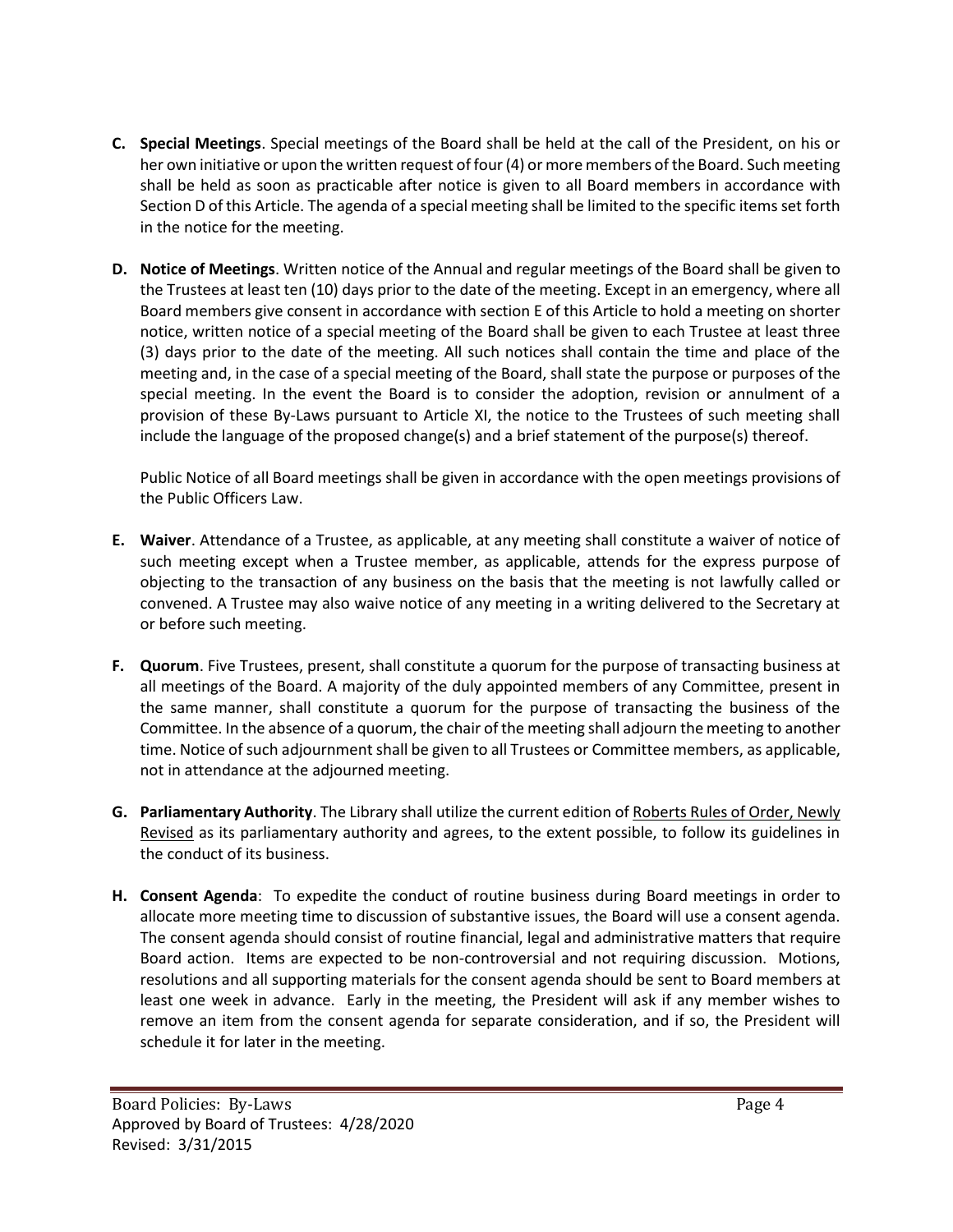**C. Special Meetings**. Special meetings of the Board shall be held at the call of the President, on his or her own initiative or upon the written request of four (4) or more members of the Board. Such meeting shall be held as soon as practicable after notice is given to all Board members in accordance with Section D of this Article. The agenda of a special meeting shall be limited to the specific items set forth in the notice for the meeting.

**D. Notice of Meetings**. Written notice of the Annual and regular meetings of the Board shall be given to the Trustees at least ten (10) days prior to the date of the meeting. Except in an emergency, where all Board members give consent in accordance with section E of this Article to hold a meeting on shorter notice, written notice of a special meeting of the Board shall be given to each Trustee at least three (3) days prior to the date of the meeting. All such notices shall contain the time and place of the meeting and, in the case of a special meeting of the Board, shall state the purpose or purposes of the special meeting. In the event the Board is to consider the adoption, revision or annulment of a provision of these By-Laws pursuant to Article XI, the notice to the Trustees of such meeting shall include the language of the proposed change(s) and a brief statement of the purpose(s) thereof.

Public Notice of all Board meetings shall be given in accordance with the open meetings provisions of the Public Officers Law.

**E. Waiver**. Attendance of a Trustee, as applicable, at any meeting shall constitute a waiver of notice of such meeting except when a Trustee member, as applicable, attends for the express purpose of objecting to the transaction of any business on the basis that the meeting is not lawfully called or convened. A Trustee may also waive notice of any meeting in a writing delivered to the Secretary at or before such meeting.

**F. Quorum**. Five Trustees, present, shall constitute a quorum for the purpose of transacting business at all meetings of the Board. A majority of the duly appointed members of any Committee, present in the same manner, shall constitute a quorum for the purpose of transacting the business of the Committee. In the absence of a quorum, the chair of the meeting shall adjourn the meeting to another time. Notice of such adjournment shall be given to all Trustees or Committee members, as applicable, not in attendance at the adjourned meeting.

**G. Parliamentary Authority**. The Library shall utilize the current edition of Roberts Rules of Order, Newly Revised as its parliamentary authority and agrees, to the extent possible, to follow its guidelines in the conduct of its business.

**H. Consent Agenda**: To expedite the conduct of routine business during Board meetings in order to allocate more meeting time to discussion of substantive issues, the Board will use a consent agenda. The consent agenda should consist of routine financial, legal and administrative matters that require Board action. Items are expected to be non-controversial and not requiring discussion. Motions, resolutions and all supporting materials for the consent agenda should be sent to Board members at least one week in advance. Early in the meeting, the President will ask if any member wishes to remove an item from the consent agenda for separate consideration, and if so, the President will schedule it for later in the meeting.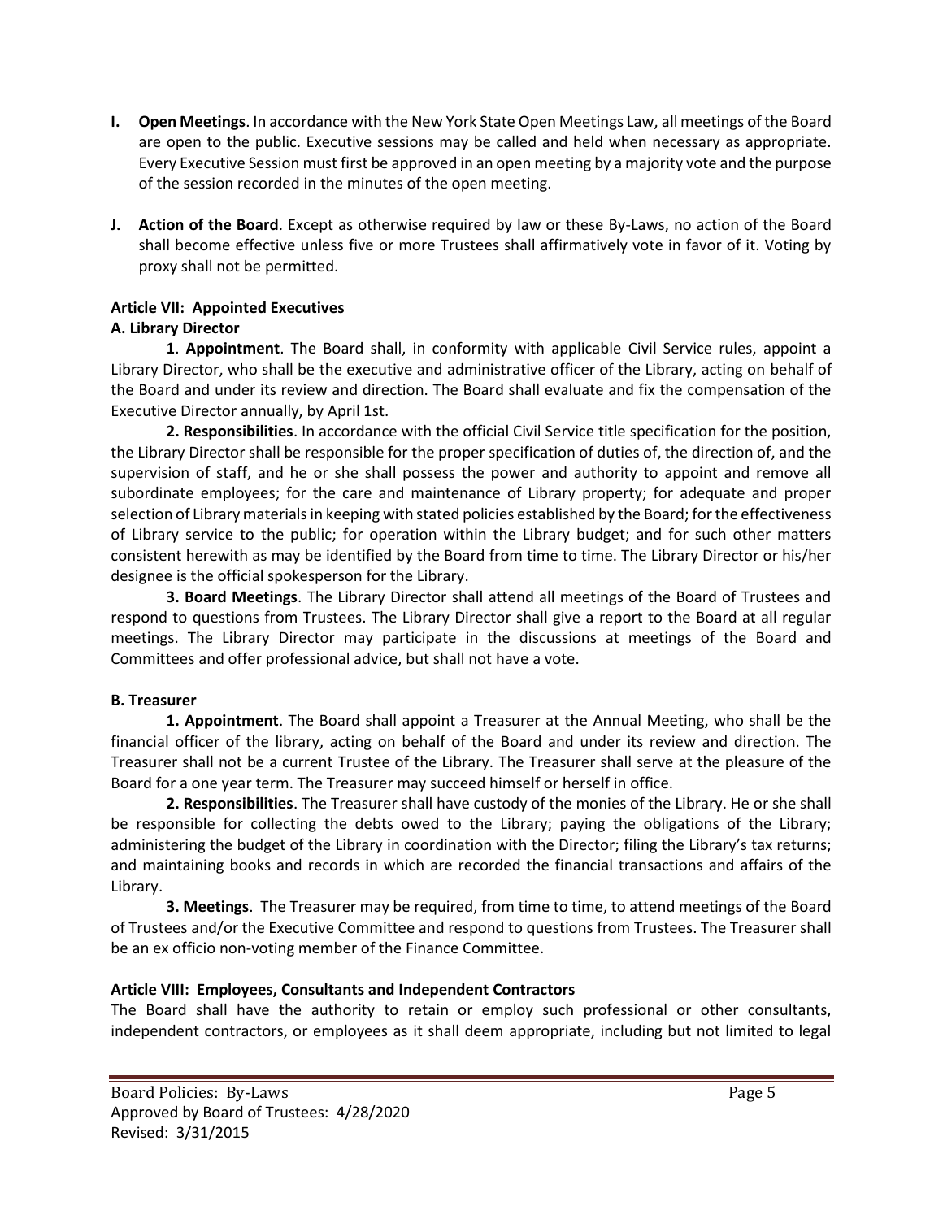**I. Open Meetings**. In accordance with the New York State Open Meetings Law, all meetings of the Board are open to the public. Executive sessions may be called and held when necessary as appropriate. Every Executive Session must first be approved in an open meeting by a majority vote and the purpose of the session recorded in the minutes of the open meeting.

**J. Action of the Board**. Except as otherwise required by law or these By-Laws, no action of the Board shall become effective unless five or more Trustees shall affirmatively vote in favor of it. Voting by proxy shall not be permitted.

### Article VII: Appointed Executives

#### A. Library Director

**1**. **Appointment**. The Board shall, in conformity with applicable Civil Service rules, appoint a Library Director, who shall be the executive and administrative officer of the Library, acting on behalf of the Board and under its review and direction. The Board shall evaluate and fix the compensation of the Executive Director annually, by April 1st.

**2. Responsibilities**. In accordance with the official Civil Service title specification for the position, the Library Director shall be responsible for the proper specification of duties of, the direction of, and the supervision of staff, and he or she shall possess the power and authority to appoint and remove all subordinate employees; for the care and maintenance of Library property; for adequate and proper selection of Library materials in keeping with stated policies established by the Board; for the effectiveness of Library service to the public; for operation within the Library budget; and for such other matters consistent herewith as may be identified by the Board from time to time. The Library Director or his/her designee is the official spokesperson for the Library.

**3. Board Meetings**. The Library Director shall attend all meetings of the Board of Trustees and respond to questions from Trustees. The Library Director shall give a report to the Board at all regular meetings. The Library Director may participate in the discussions at meetings of the Board and Committees and offer professional advice, but shall not have a vote.

#### B. Treasurer

**1. Appointment**. The Board shall appoint a Treasurer at the Annual Meeting, who shall be the financial officer of the library, acting on behalf of the Board and under its review and direction. The Treasurer shall not be a current Trustee of the Library. The Treasurer shall serve at the pleasure of the Board for a one year term. The Treasurer may succeed himself or herself in office.

**2. Responsibilities**. The Treasurer shall have custody of the monies of the Library. He or she shall be responsible for collecting the debts owed to the Library; paying the obligations of the Library; administering the budget of the Library in coordination with the Director; filing the Library's tax returns; and maintaining books and records in which are recorded the financial transactions and affairs of the Library.

**3. Meetings**. The Treasurer may be required, from time to time, to attend meetings of the Board of Trustees and/or the Executive Committee and respond to questions from Trustees. The Treasurer shall be an ex officio non-voting member of the Finance Committee.

### Article VIII: Employees, Consultants and Independent Contractors

The Board shall have the authority to retain or employ such professional or other consultants, independent contractors, or employees as it shall deem appropriate, including but not limited to legal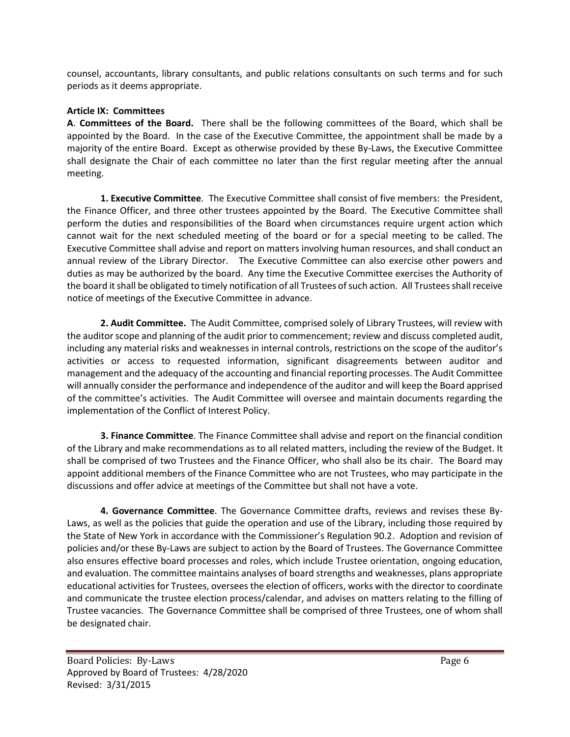counsel, accountants, library consultants, and public relations consultants on such terms and for such periods as it deems appropriate.

**Article IX: Committees**

**A**. **Committees of the Board.** There shall be the following committees of the Board, which shall be appointed by the Board. In the case of the Executive Committee, the appointment shall be made by a majority of the entire Board. Except as otherwise provided by these By-Laws, the Executive Committee shall designate the Chair of each committee no later than the first regular meeting after the annual meeting.

**1. Executive Committee**. The Executive Committee shall consist of five members: the President, the Finance Officer, and three other trustees appointed by the Board. The Executive Committee shall perform the duties and responsibilities of the Board when circumstances require urgent action which cannot wait for the next scheduled meeting of the board or for a special meeting to be called. The Executive Committee shall advise and report on matters involving human resources, and shall conduct an annual review of the Library Director. The Executive Committee can also exercise other powers and duties as may be authorized by the board. Any time the Executive Committee exercises the Authority of the board it shall be obligated to timely notification of all Trustees of such action. All Trustees shall receive notice of meetings of the Executive Committee in advance.

**2. Audit Committee.** The Audit Committee, comprised solely of Library Trustees, will review with the auditor scope and planning of the audit prior to commencement; review and discuss completed audit, including any material risks and weaknesses in internal controls, restrictions on the scope of the auditor's activities or access to requested information, significant disagreements between auditor and management and the adequacy of the accounting and financial reporting processes. The Audit Committee will annually consider the performance and independence of the auditor and will keep the Board apprised of the committee's activities. The Audit Committee will oversee and maintain documents regarding the implementation of the Conflict of Interest Policy.

**3. Finance Committee**. The Finance Committee shall advise and report on the financial condition of the Library and make recommendations as to all related matters, including the review of the Budget. It shall be comprised of two Trustees and the Finance Officer, who shall also be its chair. The Board may appoint additional members of the Finance Committee who are not Trustees, who may participate in the discussions and offer advice at meetings of the Committee but shall not have a vote.

**4. Governance Committee**. The Governance Committee drafts, reviews and revises these By-Laws, as well as the policies that guide the operation and use of the Library, including those required by the State of New York in accordance with the Commissioner's Regulation 90.2. Adoption and revision of policies and/or these By-Laws are subject to action by the Board of Trustees. The Governance Committee also ensures effective board processes and roles, which include Trustee orientation, ongoing education, and evaluation. The committee maintains analyses of board strengths and weaknesses, plans appropriate educational activities for Trustees, oversees the election of officers, works with the director to coordinate and communicate the trustee election process/calendar, and advises on matters relating to the filling of Trustee vacancies. The Governance Committee shall be comprised of three Trustees, one of whom shall be designated chair.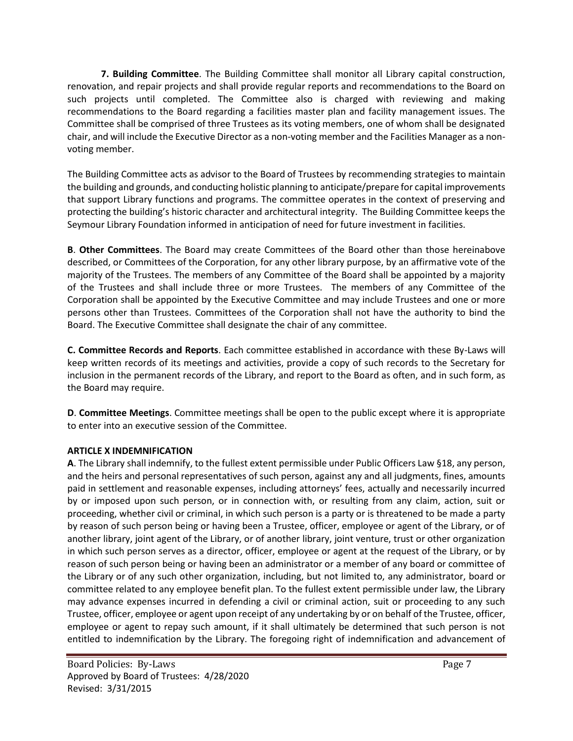**7. Building Committee**. The Building Committee shall monitor all Library capital construction, renovation, and repair projects and shall provide regular reports and recommendations to the Board on such projects until completed. The Committee also is charged with reviewing and making recommendations to the Board regarding a facilities master plan and facility management issues. The Committee shall be comprised of three Trustees as its voting members, one of whom shall be designated chair, and will include the Executive Director as a non-voting member and the Facilities Manager as a non-voting member.

The Building Committee acts as advisor to the Board of Trustees by recommending strategies to maintain the building and grounds, and conducting holistic planning to anticipate/prepare for capital improvements that support Library functions and programs. The committee operates in the context of preserving and protecting the building's historic character and architectural integrity. The Building Committee keeps the Seymour Library Foundation informed in anticipation of need for future investment in facilities.

**B**. **Other Committees**. The Board may create Committees of the Board other than those hereinabove described, or Committees of the Corporation, for any other library purpose, by an affirmative vote of the majority of the Trustees. The members of any Committee of the Board shall be appointed by a majority of the Trustees and shall include three or more Trustees. The members of any Committee of the Corporation shall be appointed by the Executive Committee and may include Trustees and one or more persons other than Trustees. Committees of the Corporation shall not have the authority to bind the Board. The Executive Committee shall designate the chair of any committee.

**C. Committee Records and Reports**. Each committee established in accordance with these By-Laws will keep written records of its meetings and activities, provide a copy of such records to the Secretary for inclusion in the permanent records of the Library, and report to the Board as often, and in such form, as the Board may require.

**D**. **Committee Meetings**. Committee meetings shall be open to the public except where it is appropriate to enter into an executive session of the Committee.

## ARTICLE X INDEMNIFICATION

**A**. The Library shall indemnify, to the fullest extent permissible under Public Officers Law §18, any person, and the heirs and personal representatives of such person, against any and all judgments, fines, amounts paid in settlement and reasonable expenses, including attorneys' fees, actually and necessarily incurred by or imposed upon such person, or in connection with, or resulting from any claim, action, suit or proceeding, whether civil or criminal, in which such person is a party or is threatened to be made a party by reason of such person being or having been a Trustee, officer, employee or agent of the Library, or of another library, joint agent of the Library, or of another library, joint venture, trust or other organization in which such person serves as a director, officer, employee or agent at the request of the Library, or by reason of such person being or having been an administrator or a member of any board or committee of the Library or of any such other organization, including, but not limited to, any administrator, board or committee related to any employee benefit plan. To the fullest extent permissible under law, the Library may advance expenses incurred in defending a civil or criminal action, suit or proceeding to any such Trustee, officer, employee or agent upon receipt of any undertaking by or on behalf of the Trustee, officer, employee or agent to repay such amount, if it shall ultimately be determined that such person is not entitled to indemnification by the Library. The foregoing right of indemnification and advancement of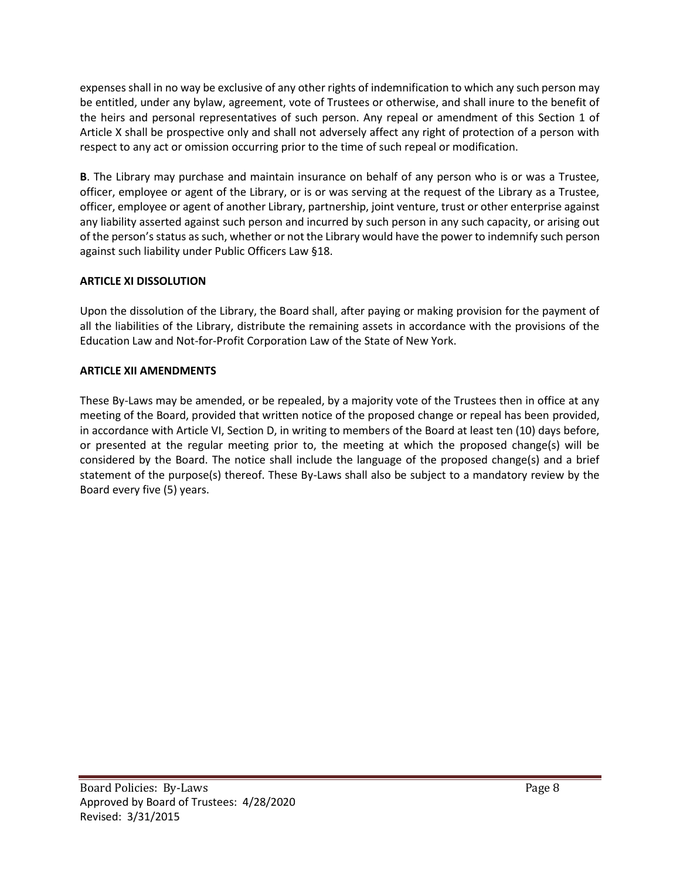expenses shall in no way be exclusive of any other rights of indemnification to which any such person may be entitled, under any bylaw, agreement, vote of Trustees or otherwise, and shall inure to the benefit of the heirs and personal representatives of such person. Any repeal or amendment of this Section 1 of Article X shall be prospective only and shall not adversely affect any right of protection of a person with respect to any act or omission occurring prior to the time of such repeal or modification.

**B**. The Library may purchase and maintain insurance on behalf of any person who is or was a Trustee, officer, employee or agent of the Library, or is or was serving at the request of the Library as a Trustee, officer, employee or agent of another Library, partnership, joint venture, trust or other enterprise against any liability asserted against such person and incurred by such person in any such capacity, or arising out of the person's status as such, whether or not the Library would have the power to indemnify such person against such liability under Public Officers Law §18.

**ARTICLE XI DISSOLUTION**

Upon the dissolution of the Library, the Board shall, after paying or making provision for the payment of all the liabilities of the Library, distribute the remaining assets in accordance with the provisions of the Education Law and Not-for-Profit Corporation Law of the State of New York.

**ARTICLE XII AMENDMENTS**

These By-Laws may be amended, or be repealed, by a majority vote of the Trustees then in office at any meeting of the Board, provided that written notice of the proposed change or repeal has been provided, in accordance with Article VI, Section D, in writing to members of the Board at least ten (10) days before, or presented at the regular meeting prior to, the meeting at which the proposed change(s) will be considered by the Board. The notice shall include the language of the proposed change(s) and a brief statement of the purpose(s) thereof. These By-Laws shall also be subject to a mandatory review by the Board every five (5) years.

Board Policies: By-Laws
Approved by Board of Trustees: 4/28/2020
Revised: 3/31/2015